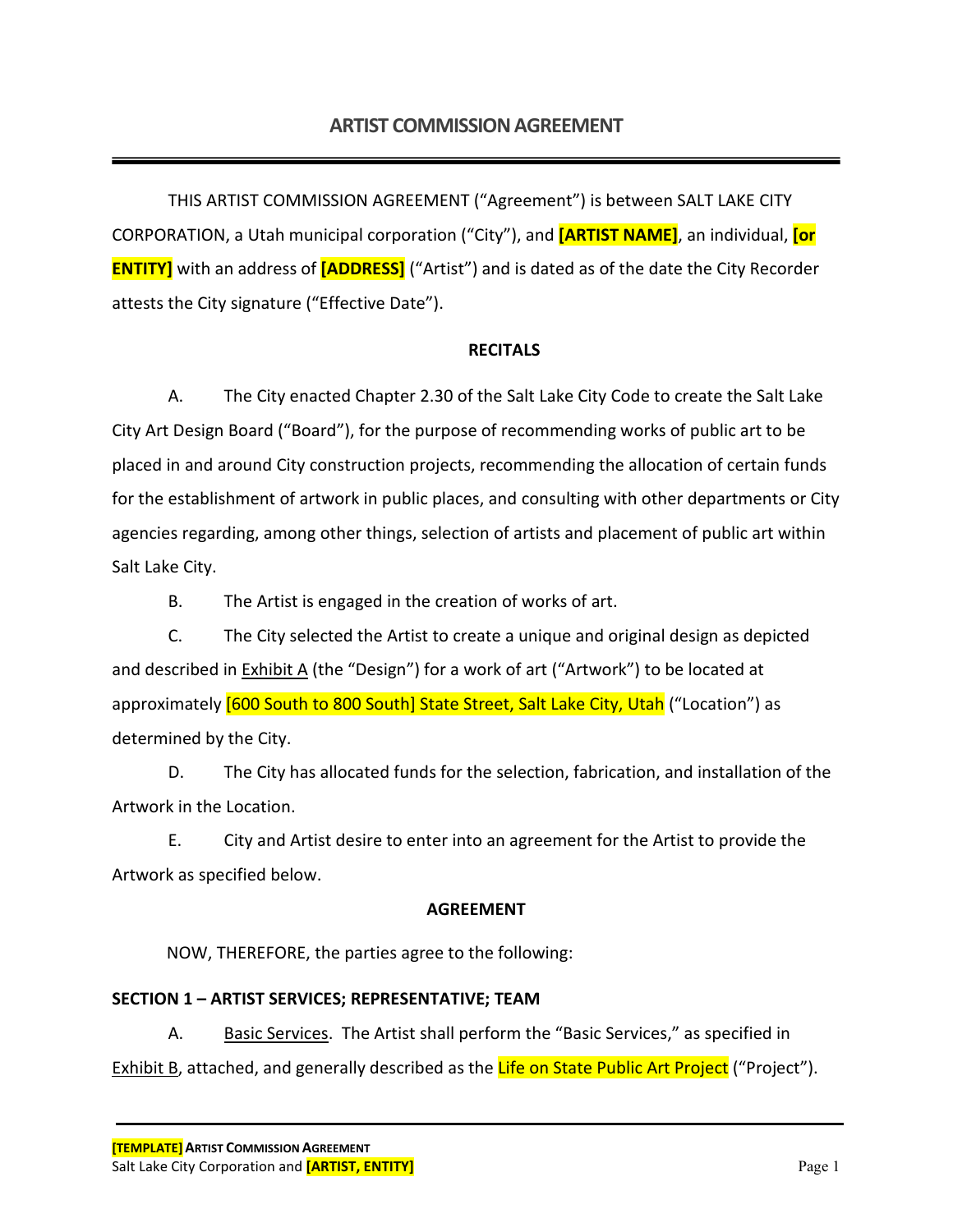# ARTIST COMMISSION AGREEMENT

THIS ARTIST COMMISSION AGREEMENT ("Agreement") is between SALT LAKE CITY CORPORATION, a Utah municipal corporation ("City"), and **[ARTIST NAME]**, an individual, **[or ENTITY]** with an address of **[ADDRESS]** ("Artist") and is dated as of the date the City Recorder attests the City signature ("Effective Date").

**RECITALS**

A. The City enacted Chapter 2.30 of the Salt Lake City Code to create the Salt Lake City Art Design Board ("Board"), for the purpose of recommending works of public art to be placed in and around City construction projects, recommending the allocation of certain funds for the establishment of artwork in public places, and consulting with other departments or City agencies regarding, among other things, selection of artists and placement of public art within Salt Lake City.

B. The Artist is engaged in the creation of works of art.

C. The City selected the Artist to create a unique and original design as depicted and described in Exhibit A (the "Design") for a work of art ("Artwork") to be located at approximately [600 South to 800 South] State Street, Salt Lake City, Utah ("Location") as determined by the City.

D. The City has allocated funds for the selection, fabrication, and installation of the Artwork in the Location.

E. City and Artist desire to enter into an agreement for the Artist to provide the Artwork as specified below.

**AGREEMENT**

NOW, THEREFORE, the parties agree to the following:

**SECTION 1 – ARTIST SERVICES; REPRESENTATIVE; TEAM**

A. Basic Services. The Artist shall perform the "Basic Services," as specified in Exhibit B, attached, and generally described as the Life on State Public Art Project ("Project").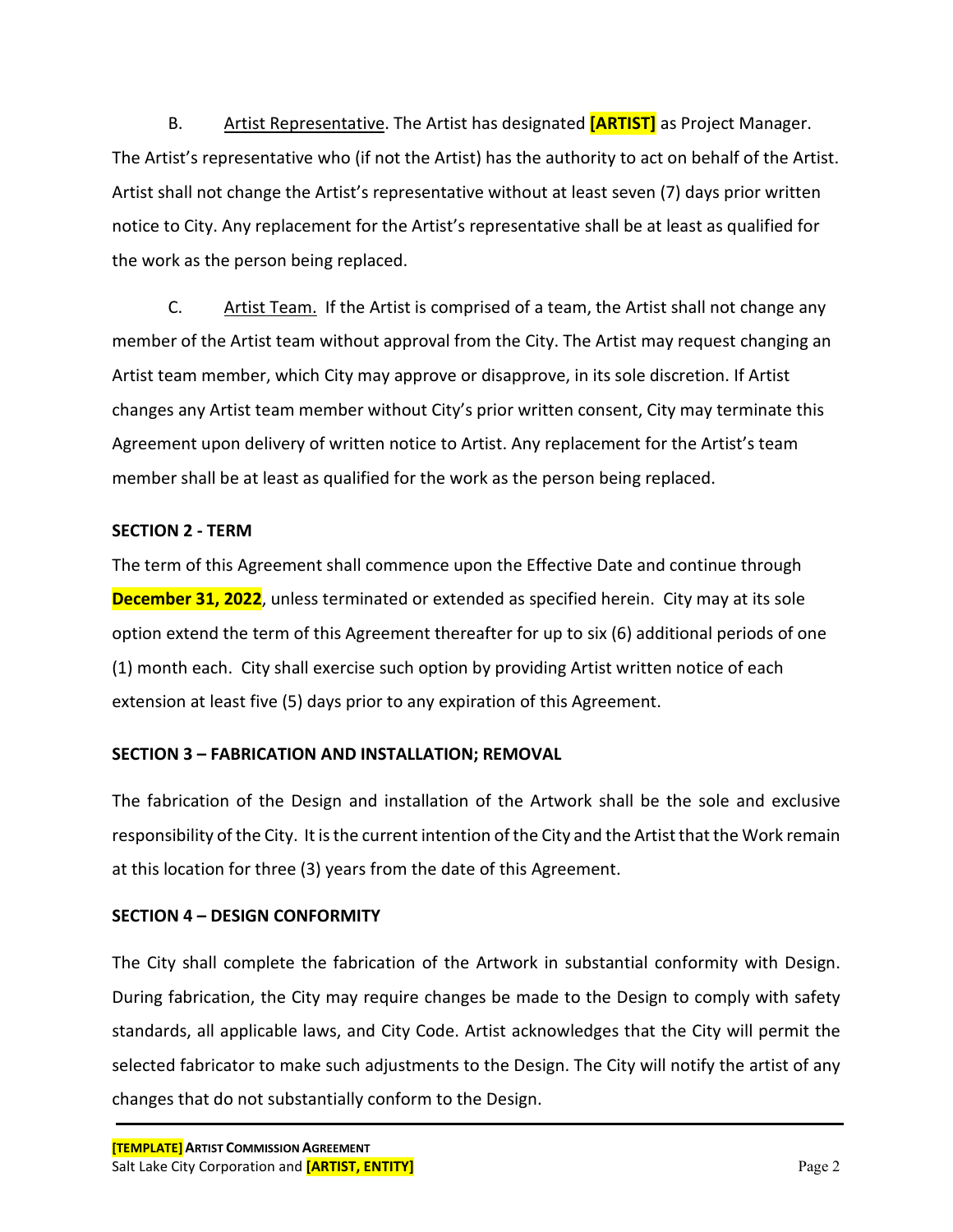B. Artist Representative. The Artist has designated **[ARTIST]** as Project Manager. The Artist's representative who (if not the Artist) has the authority to act on behalf of the Artist. Artist shall not change the Artist's representative without at least seven (7) days prior written notice to City. Any replacement for the Artist's representative shall be at least as qualified for the work as the person being replaced.

C. Artist Team. If the Artist is comprised of a team, the Artist shall not change any member of the Artist team without approval from the City. The Artist may request changing an Artist team member, which City may approve or disapprove, in its sole discretion. If Artist changes any Artist team member without City's prior written consent, City may terminate this Agreement upon delivery of written notice to Artist. Any replacement for the Artist's team member shall be at least as qualified for the work as the person being replaced.

**SECTION 2 - TERM**

The term of this Agreement shall commence upon the Effective Date and continue through **December 31, 2022**, unless terminated or extended as specified herein. City may at its sole option extend the term of this Agreement thereafter for up to six (6) additional periods of one (1) month each. City shall exercise such option by providing Artist written notice of each extension at least five (5) days prior to any expiration of this Agreement.

**SECTION 3 – FABRICATION AND INSTALLATION; REMOVAL**

The fabrication of the Design and installation of the Artwork shall be the sole and exclusive responsibility of the City. It is the current intention of the City and the Artist that the Work remain at this location for three (3) years from the date of this Agreement.

**SECTION 4 – DESIGN CONFORMITY**

The City shall complete the fabrication of the Artwork in substantial conformity with Design. During fabrication, the City may require changes be made to the Design to comply with safety standards, all applicable laws, and City Code. Artist acknowledges that the City will permit the selected fabricator to make such adjustments to the Design. The City will notify the artist of any changes that do not substantially conform to the Design.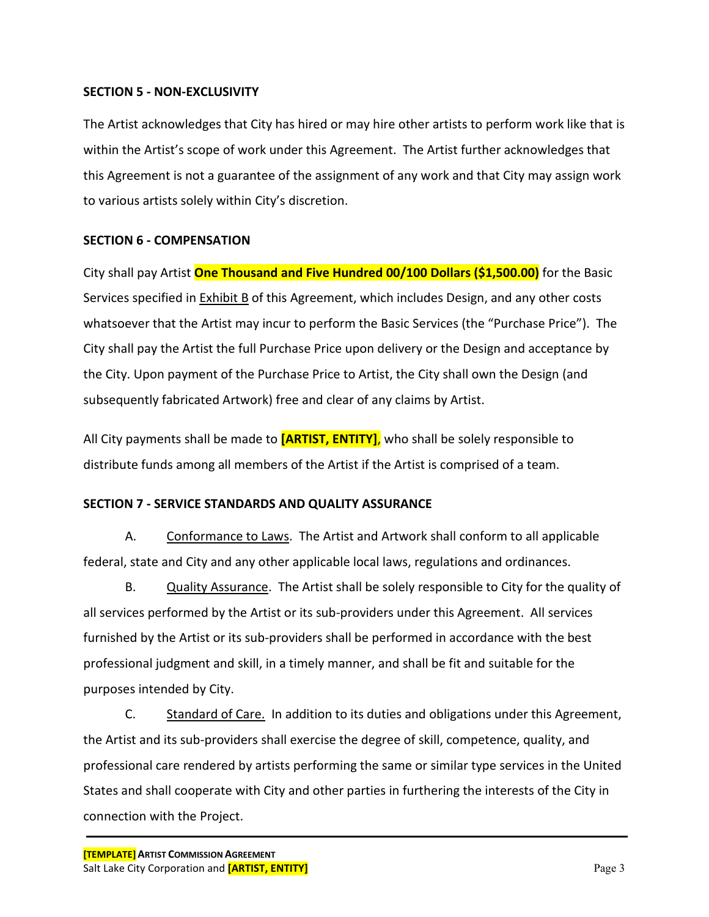**SECTION 5 - NON-EXCLUSIVITY**

The Artist acknowledges that City has hired or may hire other artists to perform work like that is within the Artist's scope of work under this Agreement. The Artist further acknowledges that this Agreement is not a guarantee of the assignment of any work and that City may assign work to various artists solely within City's discretion.

**SECTION 6 - COMPENSATION**

City shall pay Artist **One Thousand and Five Hundred 00/100 Dollars ($1,500.00)** for the Basic Services specified in Exhibit B of this Agreement, which includes Design, and any other costs whatsoever that the Artist may incur to perform the Basic Services (the "Purchase Price"). The City shall pay the Artist the full Purchase Price upon delivery or the Design and acceptance by the City. Upon payment of the Purchase Price to Artist, the City shall own the Design (and subsequently fabricated Artwork) free and clear of any claims by Artist.

All City payments shall be made to **[ARTIST, ENTITY]**, who shall be solely responsible to distribute funds among all members of the Artist if the Artist is comprised of a team.

**SECTION 7 - SERVICE STANDARDS AND QUALITY ASSURANCE**

A. Conformance to Laws. The Artist and Artwork shall conform to all applicable federal, state and City and any other applicable local laws, regulations and ordinances.

B. Quality Assurance. The Artist shall be solely responsible to City for the quality of all services performed by the Artist or its sub-providers under this Agreement. All services furnished by the Artist or its sub-providers shall be performed in accordance with the best professional judgment and skill, in a timely manner, and shall be fit and suitable for the purposes intended by City.

C. Standard of Care. In addition to its duties and obligations under this Agreement, the Artist and its sub-providers shall exercise the degree of skill, competence, quality, and professional care rendered by artists performing the same or similar type services in the United States and shall cooperate with City and other parties in furthering the interests of the City in connection with the Project.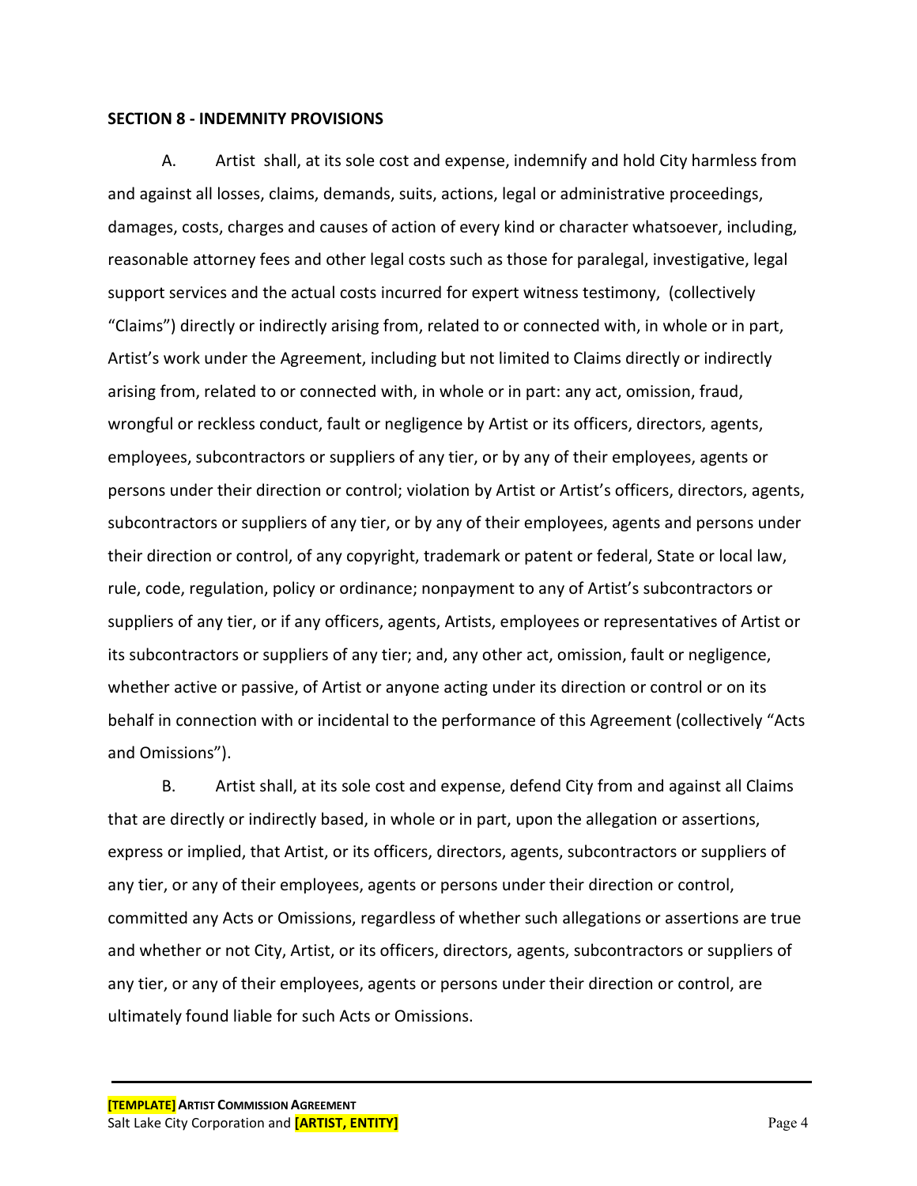**SECTION 8 - INDEMNITY PROVISIONS**

A. Artist shall, at its sole cost and expense, indemnify and hold City harmless from and against all losses, claims, demands, suits, actions, legal or administrative proceedings, damages, costs, charges and causes of action of every kind or character whatsoever, including, reasonable attorney fees and other legal costs such as those for paralegal, investigative, legal support services and the actual costs incurred for expert witness testimony, (collectively "Claims") directly or indirectly arising from, related to or connected with, in whole or in part, Artist's work under the Agreement, including but not limited to Claims directly or indirectly arising from, related to or connected with, in whole or in part: any act, omission, fraud, wrongful or reckless conduct, fault or negligence by Artist or its officers, directors, agents, employees, subcontractors or suppliers of any tier, or by any of their employees, agents or persons under their direction or control; violation by Artist or Artist's officers, directors, agents, subcontractors or suppliers of any tier, or by any of their employees, agents and persons under their direction or control, of any copyright, trademark or patent or federal, State or local law, rule, code, regulation, policy or ordinance; nonpayment to any of Artist's subcontractors or suppliers of any tier, or if any officers, agents, Artists, employees or representatives of Artist or its subcontractors or suppliers of any tier; and, any other act, omission, fault or negligence, whether active or passive, of Artist or anyone acting under its direction or control or on its behalf in connection with or incidental to the performance of this Agreement (collectively "Acts and Omissions").

B. Artist shall, at its sole cost and expense, defend City from and against all Claims that are directly or indirectly based, in whole or in part, upon the allegation or assertions, express or implied, that Artist, or its officers, directors, agents, subcontractors or suppliers of any tier, or any of their employees, agents or persons under their direction or control, committed any Acts or Omissions, regardless of whether such allegations or assertions are true and whether or not City, Artist, or its officers, directors, agents, subcontractors or suppliers of any tier, or any of their employees, agents or persons under their direction or control, are ultimately found liable for such Acts or Omissions.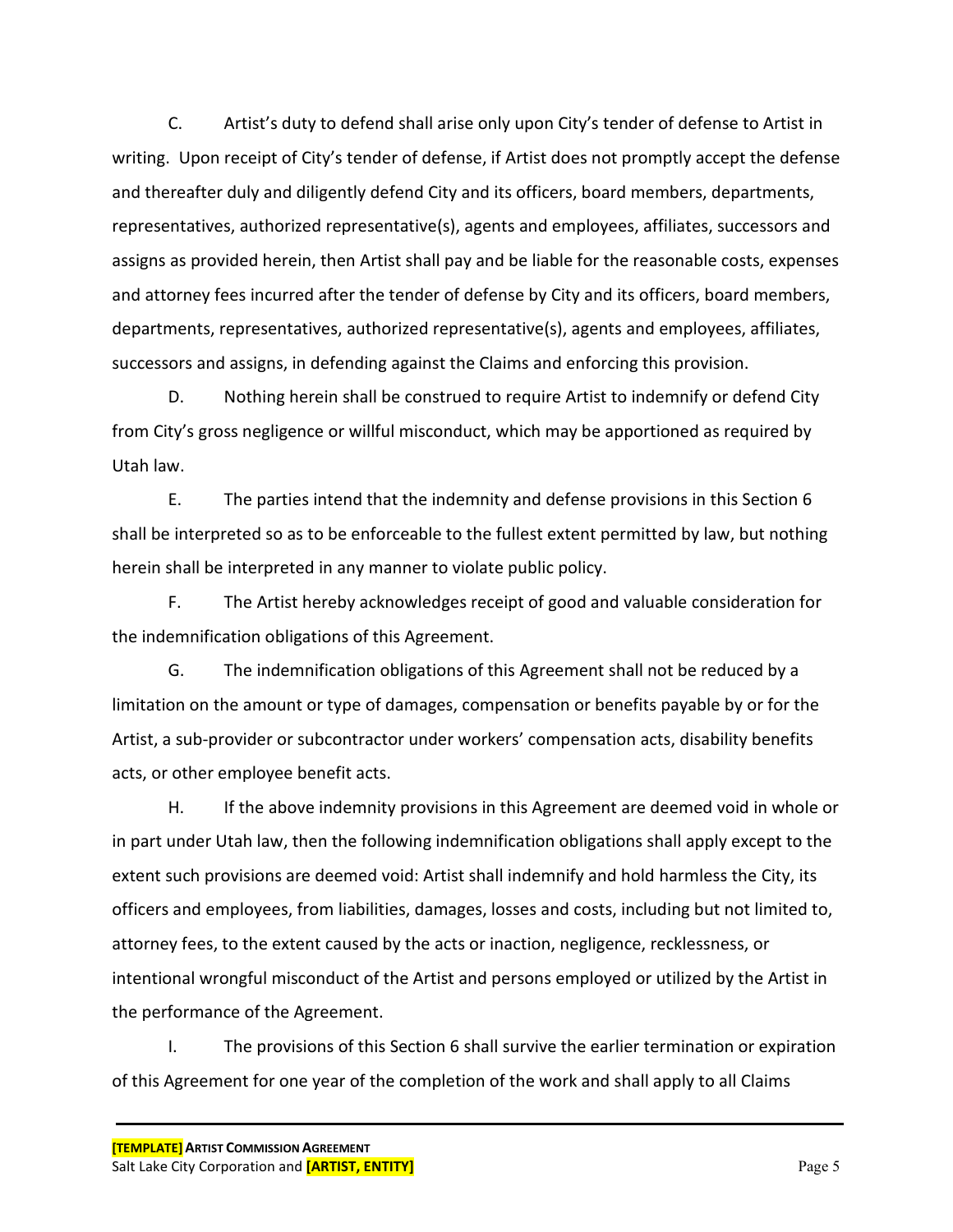C. Artist's duty to defend shall arise only upon City's tender of defense to Artist in writing. Upon receipt of City's tender of defense, if Artist does not promptly accept the defense and thereafter duly and diligently defend City and its officers, board members, departments, representatives, authorized representative(s), agents and employees, affiliates, successors and assigns as provided herein, then Artist shall pay and be liable for the reasonable costs, expenses and attorney fees incurred after the tender of defense by City and its officers, board members, departments, representatives, authorized representative(s), agents and employees, affiliates, successors and assigns, in defending against the Claims and enforcing this provision.

D. Nothing herein shall be construed to require Artist to indemnify or defend City from City's gross negligence or willful misconduct, which may be apportioned as required by Utah law.

E. The parties intend that the indemnity and defense provisions in this Section 6 shall be interpreted so as to be enforceable to the fullest extent permitted by law, but nothing herein shall be interpreted in any manner to violate public policy.

F. The Artist hereby acknowledges receipt of good and valuable consideration for the indemnification obligations of this Agreement.

G. The indemnification obligations of this Agreement shall not be reduced by a limitation on the amount or type of damages, compensation or benefits payable by or for the Artist, a sub-provider or subcontractor under workers' compensation acts, disability benefits acts, or other employee benefit acts.

H. If the above indemnity provisions in this Agreement are deemed void in whole or in part under Utah law, then the following indemnification obligations shall apply except to the extent such provisions are deemed void: Artist shall indemnify and hold harmless the City, its officers and employees, from liabilities, damages, losses and costs, including but not limited to, attorney fees, to the extent caused by the acts or inaction, negligence, recklessness, or intentional wrongful misconduct of the Artist and persons employed or utilized by the Artist in the performance of the Agreement.

I. The provisions of this Section 6 shall survive the earlier termination or expiration of this Agreement for one year of the completion of the work and shall apply to all Claims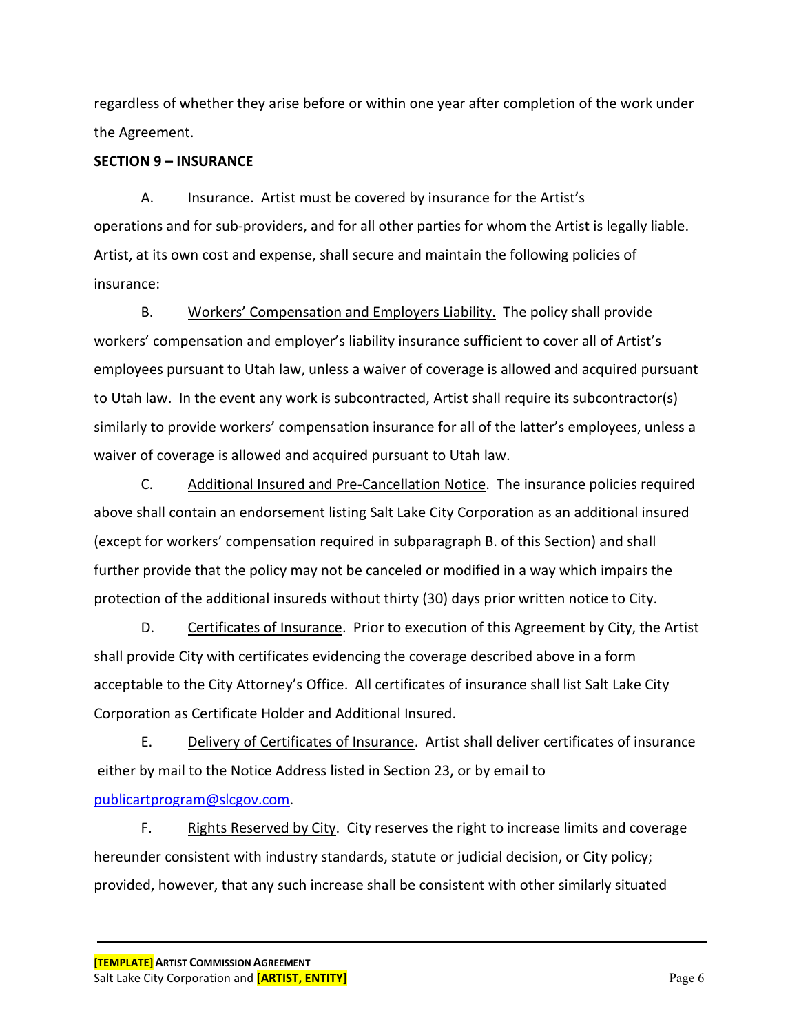regardless of whether they arise before or within one year after completion of the work under the Agreement.

**SECTION 9 – INSURANCE**

A. Insurance. Artist must be covered by insurance for the Artist's operations and for sub-providers, and for all other parties for whom the Artist is legally liable. Artist, at its own cost and expense, shall secure and maintain the following policies of insurance:

B. Workers' Compensation and Employers Liability. The policy shall provide workers' compensation and employer's liability insurance sufficient to cover all of Artist's employees pursuant to Utah law, unless a waiver of coverage is allowed and acquired pursuant to Utah law. In the event any work is subcontracted, Artist shall require its subcontractor(s) similarly to provide workers' compensation insurance for all of the latter's employees, unless a waiver of coverage is allowed and acquired pursuant to Utah law.

C. Additional Insured and Pre-Cancellation Notice. The insurance policies required above shall contain an endorsement listing Salt Lake City Corporation as an additional insured (except for workers' compensation required in subparagraph B. of this Section) and shall further provide that the policy may not be canceled or modified in a way which impairs the protection of the additional insureds without thirty (30) days prior written notice to City.

D. Certificates of Insurance. Prior to execution of this Agreement by City, the Artist shall provide City with certificates evidencing the coverage described above in a form acceptable to the City Attorney's Office. All certificates of insurance shall list Salt Lake City Corporation as Certificate Holder and Additional Insured.

E. Delivery of Certificates of Insurance. Artist shall deliver certificates of insurance either by mail to the Notice Address listed in Section 23, or by email to publicartprogram@slcgov.com.

F. Rights Reserved by City. City reserves the right to increase limits and coverage hereunder consistent with industry standards, statute or judicial decision, or City policy; provided, however, that any such increase shall be consistent with other similarly situated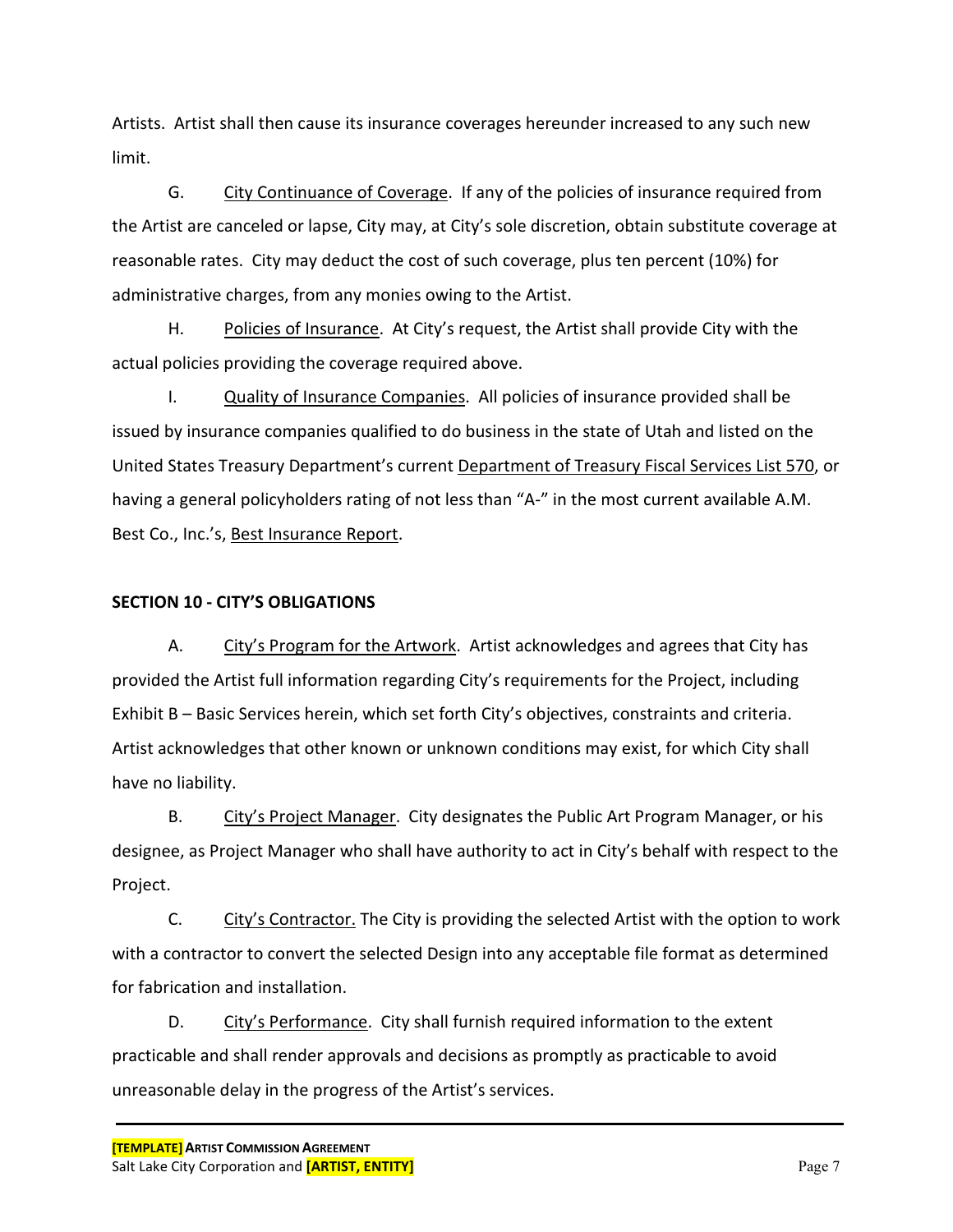Artists. Artist shall then cause its insurance coverages hereunder increased to any such new limit.

G. City Continuance of Coverage. If any of the policies of insurance required from the Artist are canceled or lapse, City may, at City's sole discretion, obtain substitute coverage at reasonable rates. City may deduct the cost of such coverage, plus ten percent (10%) for administrative charges, from any monies owing to the Artist.

H. Policies of Insurance. At City's request, the Artist shall provide City with the actual policies providing the coverage required above.

I. Quality of Insurance Companies. All policies of insurance provided shall be issued by insurance companies qualified to do business in the state of Utah and listed on the United States Treasury Department's current Department of Treasury Fiscal Services List 570, or having a general policyholders rating of not less than "A-" in the most current available A.M. Best Co., Inc.'s, Best Insurance Report.

## SECTION 10 - CITY'S OBLIGATIONS

A. City's Program for the Artwork. Artist acknowledges and agrees that City has provided the Artist full information regarding City's requirements for the Project, including Exhibit B – Basic Services herein, which set forth City's objectives, constraints and criteria. Artist acknowledges that other known or unknown conditions may exist, for which City shall have no liability.

B. City's Project Manager. City designates the Public Art Program Manager, or his designee, as Project Manager who shall have authority to act in City's behalf with respect to the Project.

C. City's Contractor. The City is providing the selected Artist with the option to work with a contractor to convert the selected Design into any acceptable file format as determined for fabrication and installation.

D. City's Performance. City shall furnish required information to the extent practicable and shall render approvals and decisions as promptly as practicable to avoid unreasonable delay in the progress of the Artist's services.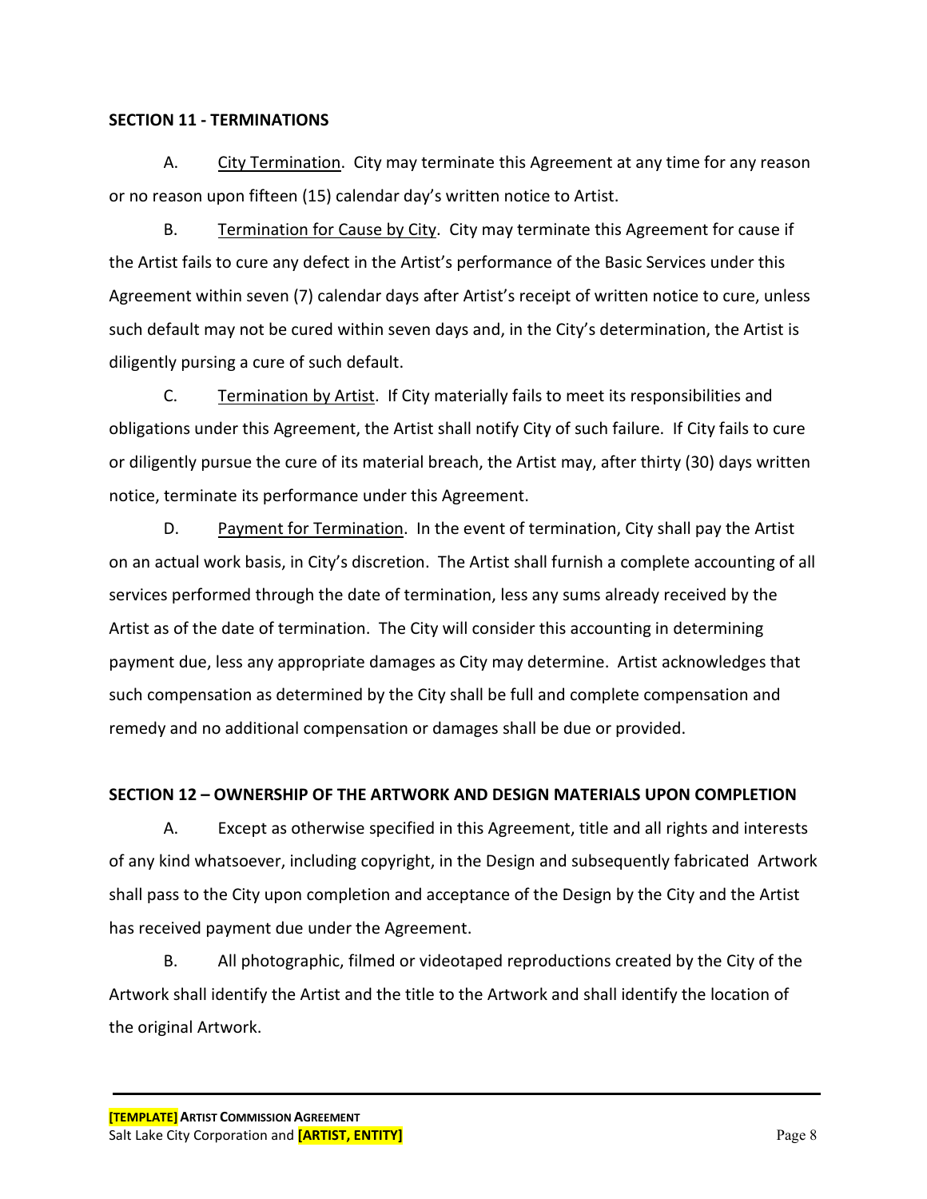**SECTION 11 - TERMINATIONS**

A. City Termination. City may terminate this Agreement at any time for any reason or no reason upon fifteen (15) calendar day's written notice to Artist.

B. Termination for Cause by City. City may terminate this Agreement for cause if the Artist fails to cure any defect in the Artist's performance of the Basic Services under this Agreement within seven (7) calendar days after Artist's receipt of written notice to cure, unless such default may not be cured within seven days and, in the City's determination, the Artist is diligently pursing a cure of such default.

C. Termination by Artist. If City materially fails to meet its responsibilities and obligations under this Agreement, the Artist shall notify City of such failure. If City fails to cure or diligently pursue the cure of its material breach, the Artist may, after thirty (30) days written notice, terminate its performance under this Agreement.

D. Payment for Termination. In the event of termination, City shall pay the Artist on an actual work basis, in City's discretion. The Artist shall furnish a complete accounting of all services performed through the date of termination, less any sums already received by the Artist as of the date of termination. The City will consider this accounting in determining payment due, less any appropriate damages as City may determine. Artist acknowledges that such compensation as determined by the City shall be full and complete compensation and remedy and no additional compensation or damages shall be due or provided.

**SECTION 12 – OWNERSHIP OF THE ARTWORK AND DESIGN MATERIALS UPON COMPLETION**

A. Except as otherwise specified in this Agreement, title and all rights and interests of any kind whatsoever, including copyright, in the Design and subsequently fabricated Artwork shall pass to the City upon completion and acceptance of the Design by the City and the Artist has received payment due under the Agreement.

B. All photographic, filmed or videotaped reproductions created by the City of the Artwork shall identify the Artist and the title to the Artwork and shall identify the location of the original Artwork.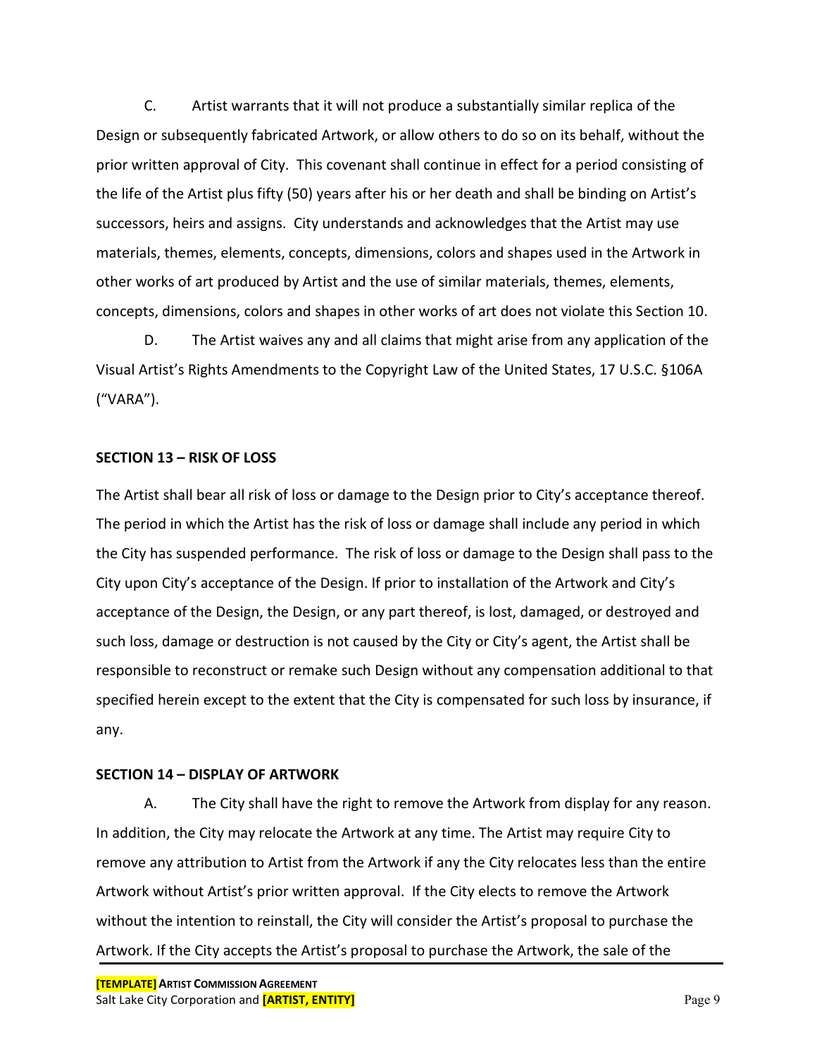C. Artist warrants that it will not produce a substantially similar replica of the Design or subsequently fabricated Artwork, or allow others to do so on its behalf, without the prior written approval of City. This covenant shall continue in effect for a period consisting of the life of the Artist plus fifty (50) years after his or her death and shall be binding on Artist's successors, heirs and assigns. City understands and acknowledges that the Artist may use materials, themes, elements, concepts, dimensions, colors and shapes used in the Artwork in other works of art produced by Artist and the use of similar materials, themes, elements, concepts, dimensions, colors and shapes in other works of art does not violate this Section 10.

D. The Artist waives any and all claims that might arise from any application of the Visual Artist's Rights Amendments to the Copyright Law of the United States, 17 U.S.C. §106A ("VARA").

**SECTION 13 – RISK OF LOSS**

The Artist shall bear all risk of loss or damage to the Design prior to City's acceptance thereof. The period in which the Artist has the risk of loss or damage shall include any period in which the City has suspended performance. The risk of loss or damage to the Design shall pass to the City upon City's acceptance of the Design. If prior to installation of the Artwork and City's acceptance of the Design, the Design, or any part thereof, is lost, damaged, or destroyed and such loss, damage or destruction is not caused by the City or City's agent, the Artist shall be responsible to reconstruct or remake such Design without any compensation additional to that specified herein except to the extent that the City is compensated for such loss by insurance, if any.

**SECTION 14 – DISPLAY OF ARTWORK**

A. The City shall have the right to remove the Artwork from display for any reason. In addition, the City may relocate the Artwork at any time. The Artist may require City to remove any attribution to Artist from the Artwork if any the City relocates less than the entire Artwork without Artist's prior written approval. If the City elects to remove the Artwork without the intention to reinstall, the City will consider the Artist's proposal to purchase the Artwork. If the City accepts the Artist's proposal to purchase the Artwork, the sale of the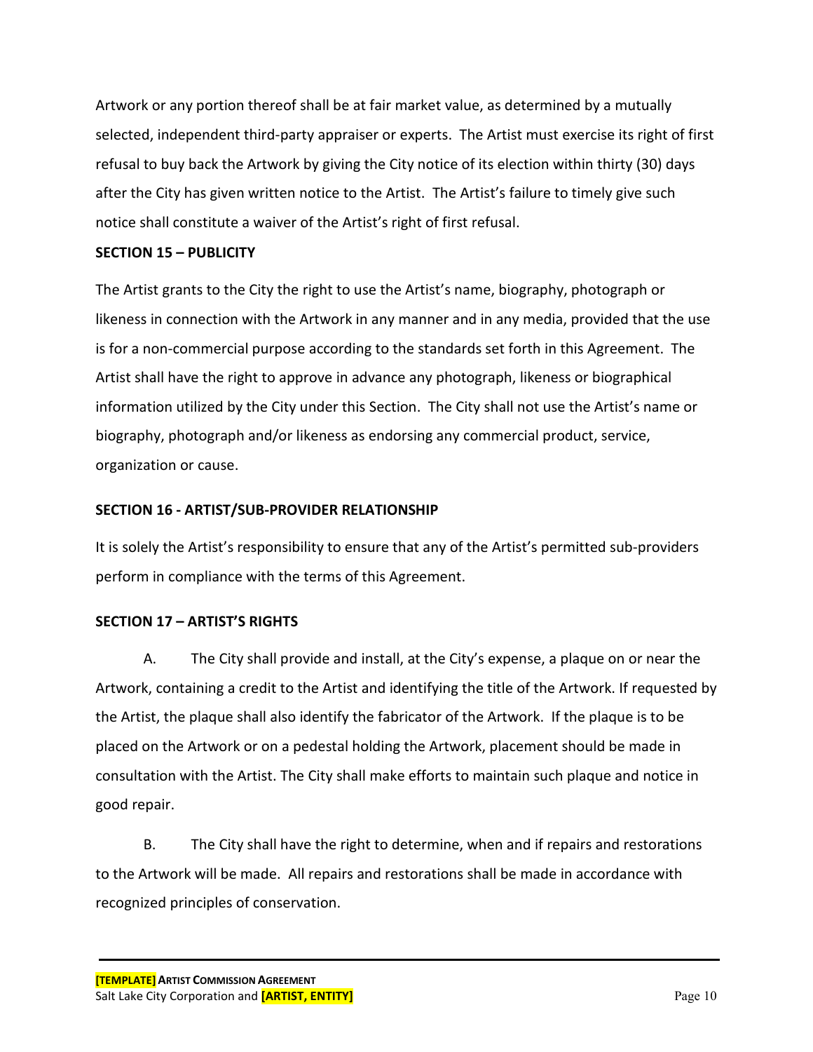Artwork or any portion thereof shall be at fair market value, as determined by a mutually selected, independent third-party appraiser or experts. The Artist must exercise its right of first refusal to buy back the Artwork by giving the City notice of its election within thirty (30) days after the City has given written notice to the Artist. The Artist's failure to timely give such notice shall constitute a waiver of the Artist's right of first refusal.

**SECTION 15 – PUBLICITY**

The Artist grants to the City the right to use the Artist's name, biography, photograph or likeness in connection with the Artwork in any manner and in any media, provided that the use is for a non-commercial purpose according to the standards set forth in this Agreement. The Artist shall have the right to approve in advance any photograph, likeness or biographical information utilized by the City under this Section. The City shall not use the Artist's name or biography, photograph and/or likeness as endorsing any commercial product, service, organization or cause.

**SECTION 16 - ARTIST/SUB-PROVIDER RELATIONSHIP**

It is solely the Artist's responsibility to ensure that any of the Artist's permitted sub-providers perform in compliance with the terms of this Agreement.

**SECTION 17 – ARTIST'S RIGHTS**

A. The City shall provide and install, at the City's expense, a plaque on or near the Artwork, containing a credit to the Artist and identifying the title of the Artwork. If requested by the Artist, the plaque shall also identify the fabricator of the Artwork. If the plaque is to be placed on the Artwork or on a pedestal holding the Artwork, placement should be made in consultation with the Artist. The City shall make efforts to maintain such plaque and notice in good repair.

B. The City shall have the right to determine, when and if repairs and restorations to the Artwork will be made. All repairs and restorations shall be made in accordance with recognized principles of conservation.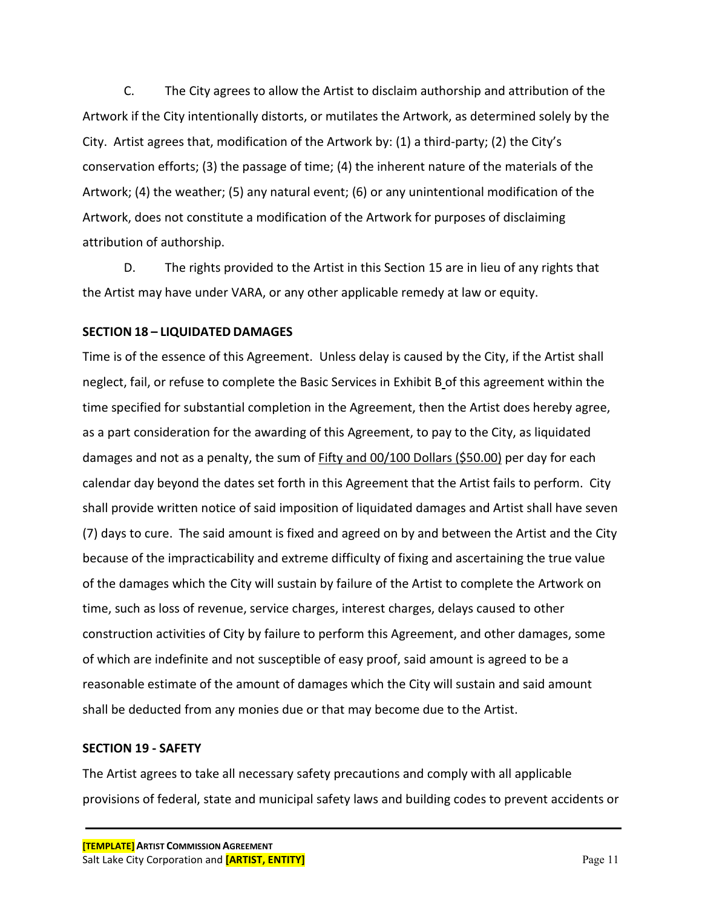C. The City agrees to allow the Artist to disclaim authorship and attribution of the Artwork if the City intentionally distorts, or mutilates the Artwork, as determined solely by the City. Artist agrees that, modification of the Artwork by: (1) a third-party; (2) the City's conservation efforts; (3) the passage of time; (4) the inherent nature of the materials of the Artwork; (4) the weather; (5) any natural event; (6) or any unintentional modification of the Artwork, does not constitute a modification of the Artwork for purposes of disclaiming attribution of authorship.

D. The rights provided to the Artist in this Section 15 are in lieu of any rights that the Artist may have under VARA, or any other applicable remedy at law or equity.

**SECTION 18 – LIQUIDATED DAMAGES**

Time is of the essence of this Agreement. Unless delay is caused by the City, if the Artist shall neglect, fail, or refuse to complete the Basic Services in Exhibit B of this agreement within the time specified for substantial completion in the Agreement, then the Artist does hereby agree, as a part consideration for the awarding of this Agreement, to pay to the City, as liquidated damages and not as a penalty, the sum of Fifty and 00/100 Dollars ($50.00) per day for each calendar day beyond the dates set forth in this Agreement that the Artist fails to perform. City shall provide written notice of said imposition of liquidated damages and Artist shall have seven (7) days to cure. The said amount is fixed and agreed on by and between the Artist and the City because of the impracticability and extreme difficulty of fixing and ascertaining the true value of the damages which the City will sustain by failure of the Artist to complete the Artwork on time, such as loss of revenue, service charges, interest charges, delays caused to other construction activities of City by failure to perform this Agreement, and other damages, some of which are indefinite and not susceptible of easy proof, said amount is agreed to be a reasonable estimate of the amount of damages which the City will sustain and said amount shall be deducted from any monies due or that may become due to the Artist.

**SECTION 19 - SAFETY**

The Artist agrees to take all necessary safety precautions and comply with all applicable provisions of federal, state and municipal safety laws and building codes to prevent accidents or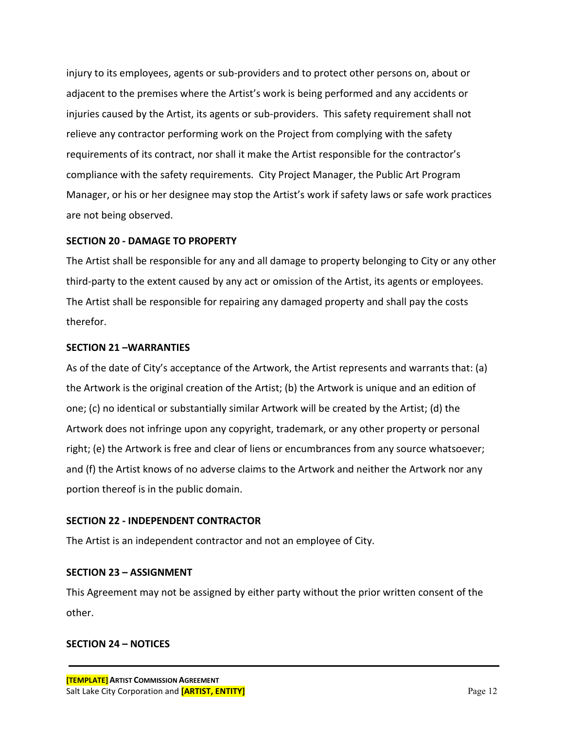injury to its employees, agents or sub-providers and to protect other persons on, about or adjacent to the premises where the Artist's work is being performed and any accidents or injuries caused by the Artist, its agents or sub-providers. This safety requirement shall not relieve any contractor performing work on the Project from complying with the safety requirements of its contract, nor shall it make the Artist responsible for the contractor's compliance with the safety requirements. City Project Manager, the Public Art Program Manager, or his or her designee may stop the Artist's work if safety laws or safe work practices are not being observed.

**SECTION 20 - DAMAGE TO PROPERTY**

The Artist shall be responsible for any and all damage to property belonging to City or any other third-party to the extent caused by any act or omission of the Artist, its agents or employees. The Artist shall be responsible for repairing any damaged property and shall pay the costs therefor.

**SECTION 21 –WARRANTIES**

As of the date of City's acceptance of the Artwork, the Artist represents and warrants that: (a) the Artwork is the original creation of the Artist; (b) the Artwork is unique and an edition of one; (c) no identical or substantially similar Artwork will be created by the Artist; (d) the Artwork does not infringe upon any copyright, trademark, or any other property or personal right; (e) the Artwork is free and clear of liens or encumbrances from any source whatsoever; and (f) the Artist knows of no adverse claims to the Artwork and neither the Artwork nor any portion thereof is in the public domain.

**SECTION 22 - INDEPENDENT CONTRACTOR**

The Artist is an independent contractor and not an employee of City.

**SECTION 23 – ASSIGNMENT**

This Agreement may not be assigned by either party without the prior written consent of the other.

**SECTION 24 – NOTICES**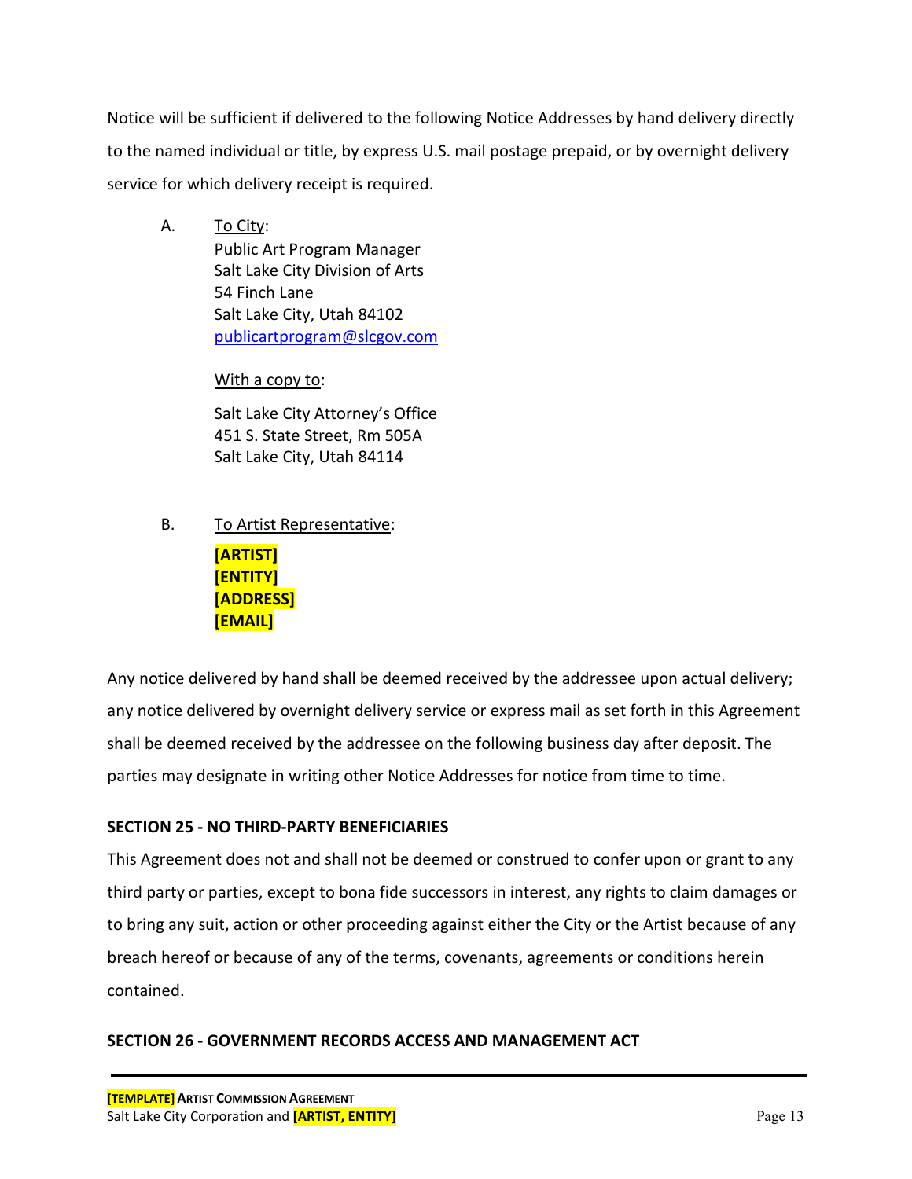Notice will be sufficient if delivered to the following Notice Addresses by hand delivery directly to the named individual or title, by express U.S. mail postage prepaid, or by overnight delivery service for which delivery receipt is required.

A. To City:
Public Art Program Manager
Salt Lake City Division of Arts
54 Finch Lane
Salt Lake City, Utah 84102
publicartprogram@slcgov.com

With a copy to:

Salt Lake City Attorney's Office
451 S. State Street, Rm 505A
Salt Lake City, Utah 84114

B. To Artist Representative:
**[ARTIST]**
**[ENTITY]**
**[ADDRESS]**
**[EMAIL]**

Any notice delivered by hand shall be deemed received by the addressee upon actual delivery; any notice delivered by overnight delivery service or express mail as set forth in this Agreement shall be deemed received by the addressee on the following business day after deposit. The parties may designate in writing other Notice Addresses for notice from time to time.

**SECTION 25 - NO THIRD-PARTY BENEFICIARIES**

This Agreement does not and shall not be deemed or construed to confer upon or grant to any third party or parties, except to bona fide successors in interest, any rights to claim damages or to bring any suit, action or other proceeding against either the City or the Artist because of any breach hereof or because of any of the terms, covenants, agreements or conditions herein contained.

**SECTION 26 - GOVERNMENT RECORDS ACCESS AND MANAGEMENT ACT**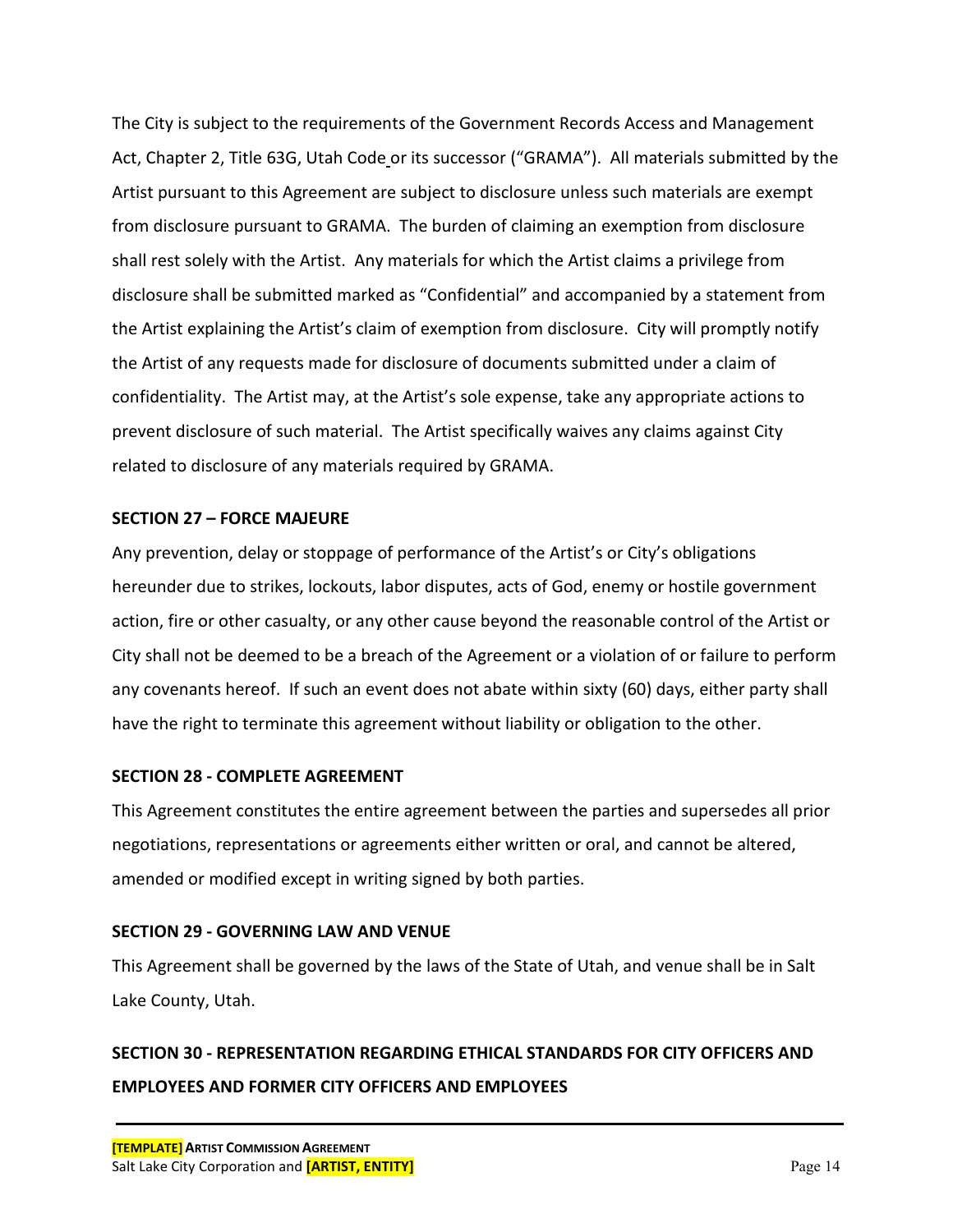The City is subject to the requirements of the Government Records Access and Management Act, Chapter 2, Title 63G, Utah Code or its successor ("GRAMA"). All materials submitted by the Artist pursuant to this Agreement are subject to disclosure unless such materials are exempt from disclosure pursuant to GRAMA. The burden of claiming an exemption from disclosure shall rest solely with the Artist. Any materials for which the Artist claims a privilege from disclosure shall be submitted marked as "Confidential" and accompanied by a statement from the Artist explaining the Artist's claim of exemption from disclosure. City will promptly notify the Artist of any requests made for disclosure of documents submitted under a claim of confidentiality. The Artist may, at the Artist's sole expense, take any appropriate actions to prevent disclosure of such material. The Artist specifically waives any claims against City related to disclosure of any materials required by GRAMA.

**SECTION 27 – FORCE MAJEURE**

Any prevention, delay or stoppage of performance of the Artist's or City's obligations hereunder due to strikes, lockouts, labor disputes, acts of God, enemy or hostile government action, fire or other casualty, or any other cause beyond the reasonable control of the Artist or City shall not be deemed to be a breach of the Agreement or a violation of or failure to perform any covenants hereof. If such an event does not abate within sixty (60) days, either party shall have the right to terminate this agreement without liability or obligation to the other.

**SECTION 28 - COMPLETE AGREEMENT**

This Agreement constitutes the entire agreement between the parties and supersedes all prior negotiations, representations or agreements either written or oral, and cannot be altered, amended or modified except in writing signed by both parties.

**SECTION 29 - GOVERNING LAW AND VENUE**

This Agreement shall be governed by the laws of the State of Utah, and venue shall be in Salt Lake County, Utah.

**SECTION 30 - REPRESENTATION REGARDING ETHICAL STANDARDS FOR CITY OFFICERS AND EMPLOYEES AND FORMER CITY OFFICERS AND EMPLOYEES**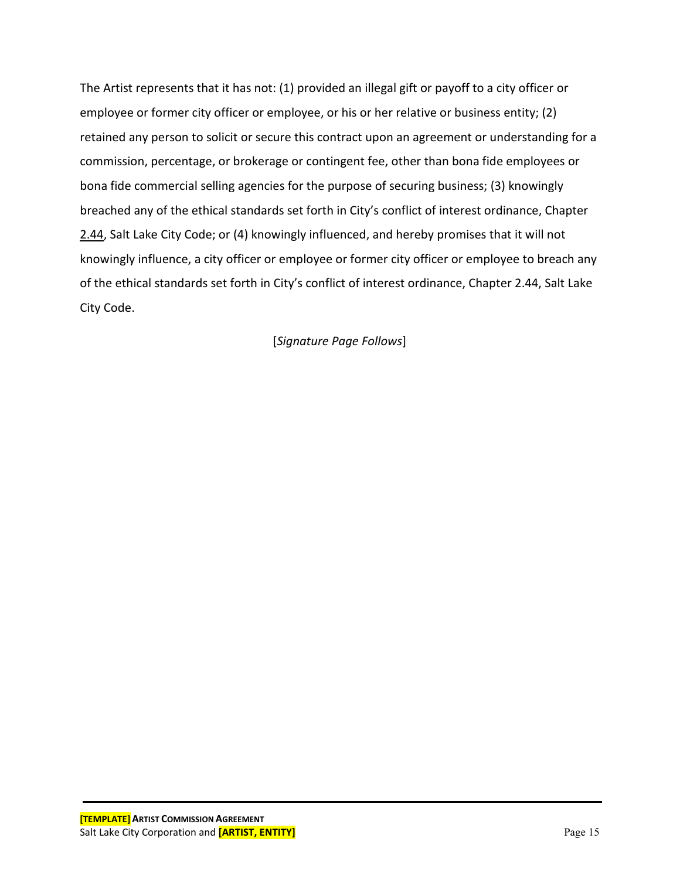The Artist represents that it has not: (1) provided an illegal gift or payoff to a city officer or employee or former city officer or employee, or his or her relative or business entity; (2) retained any person to solicit or secure this contract upon an agreement or understanding for a commission, percentage, or brokerage or contingent fee, other than bona fide employees or bona fide commercial selling agencies for the purpose of securing business; (3) knowingly breached any of the ethical standards set forth in City's conflict of interest ordinance, Chapter 2.44, Salt Lake City Code; or (4) knowingly influenced, and hereby promises that it will not knowingly influence, a city officer or employee or former city officer or employee to breach any of the ethical standards set forth in City's conflict of interest ordinance, Chapter 2.44, Salt Lake City Code.

[*Signature Page Follows*]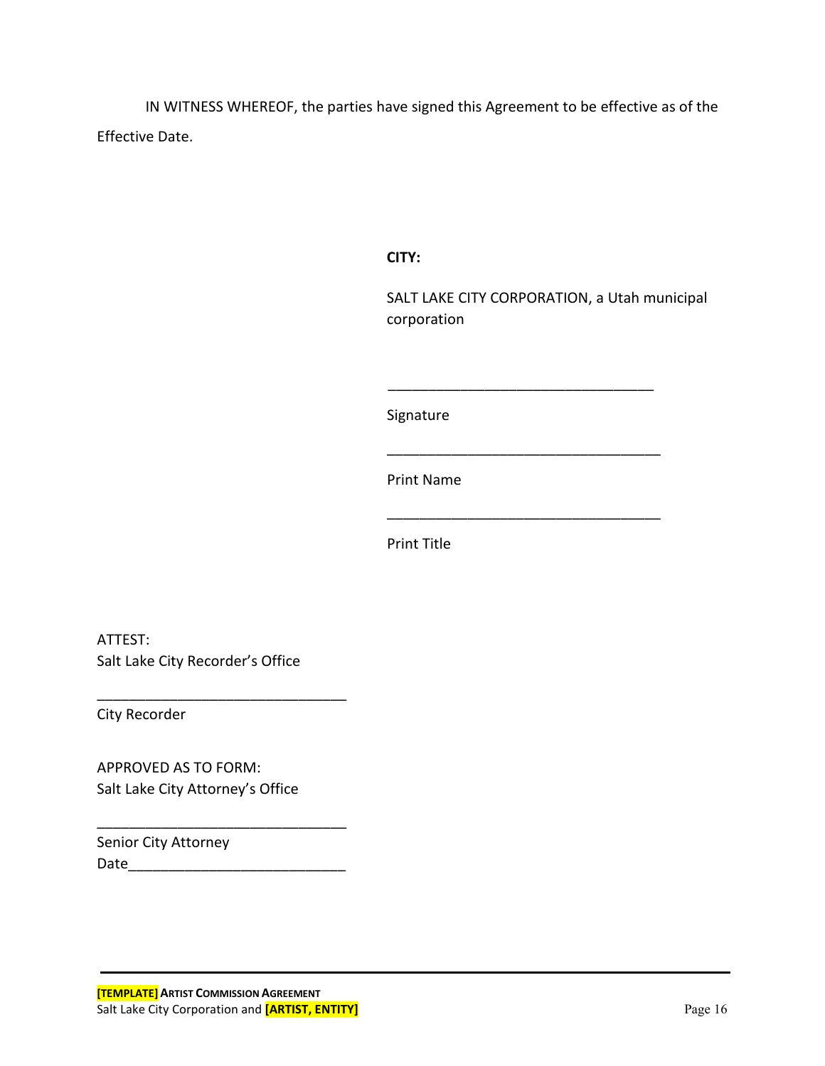IN WITNESS WHEREOF, the parties have signed this Agreement to be effective as of the Effective Date.

**CITY:**

SALT LAKE CITY CORPORATION, a Utah municipal corporation

\_\_\_\_\_\_\_\_\_\_\_\_\_\_\_\_\_\_\_\_\_\_\_\_\_\_\_\_\_\_\_\_\_\_
Signature

\_\_\_\_\_\_\_\_\_\_\_\_\_\_\_\_\_\_\_\_\_\_\_\_\_\_\_\_\_\_\_\_\_\_
Print Name

\_\_\_\_\_\_\_\_\_\_\_\_\_\_\_\_\_\_\_\_\_\_\_\_\_\_\_\_\_\_\_\_\_\_
Print Title

ATTEST:
Salt Lake City Recorder's Office

\_\_\_\_\_\_\_\_\_\_\_\_\_\_\_\_\_\_\_\_\_\_\_\_\_\_\_\_\_\_\_\_
City Recorder

APPROVED AS TO FORM:
Salt Lake City Attorney's Office

\_\_\_\_\_\_\_\_\_\_\_\_\_\_\_\_\_\_\_\_\_\_\_\_\_\_\_\_\_\_\_\_
Senior City Attorney
Date\_\_\_\_\_\_\_\_\_\_\_\_\_\_\_\_\_\_\_\_\_\_\_\_\_\_\_\_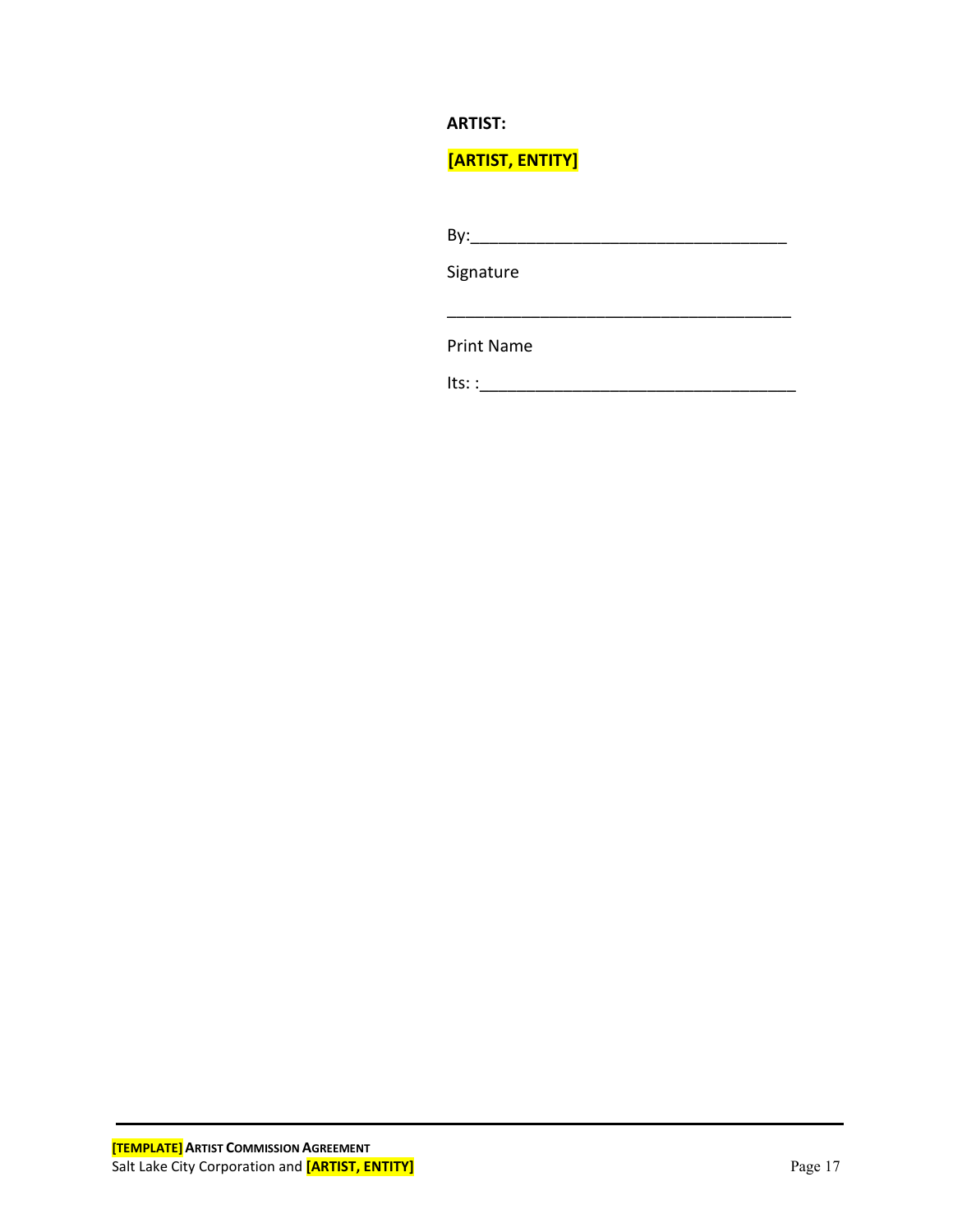**ARTIST:**

**[ARTIST, ENTITY]**

By:_________________________________

Signature

___________________________________

Print Name

Its: :________________________________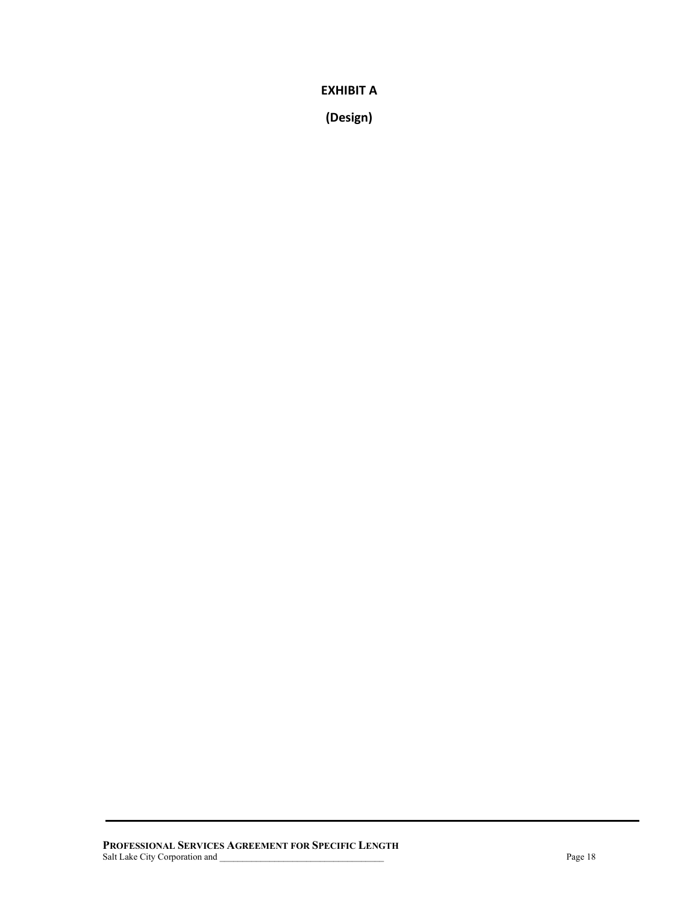# EXHIBIT A

## (Design)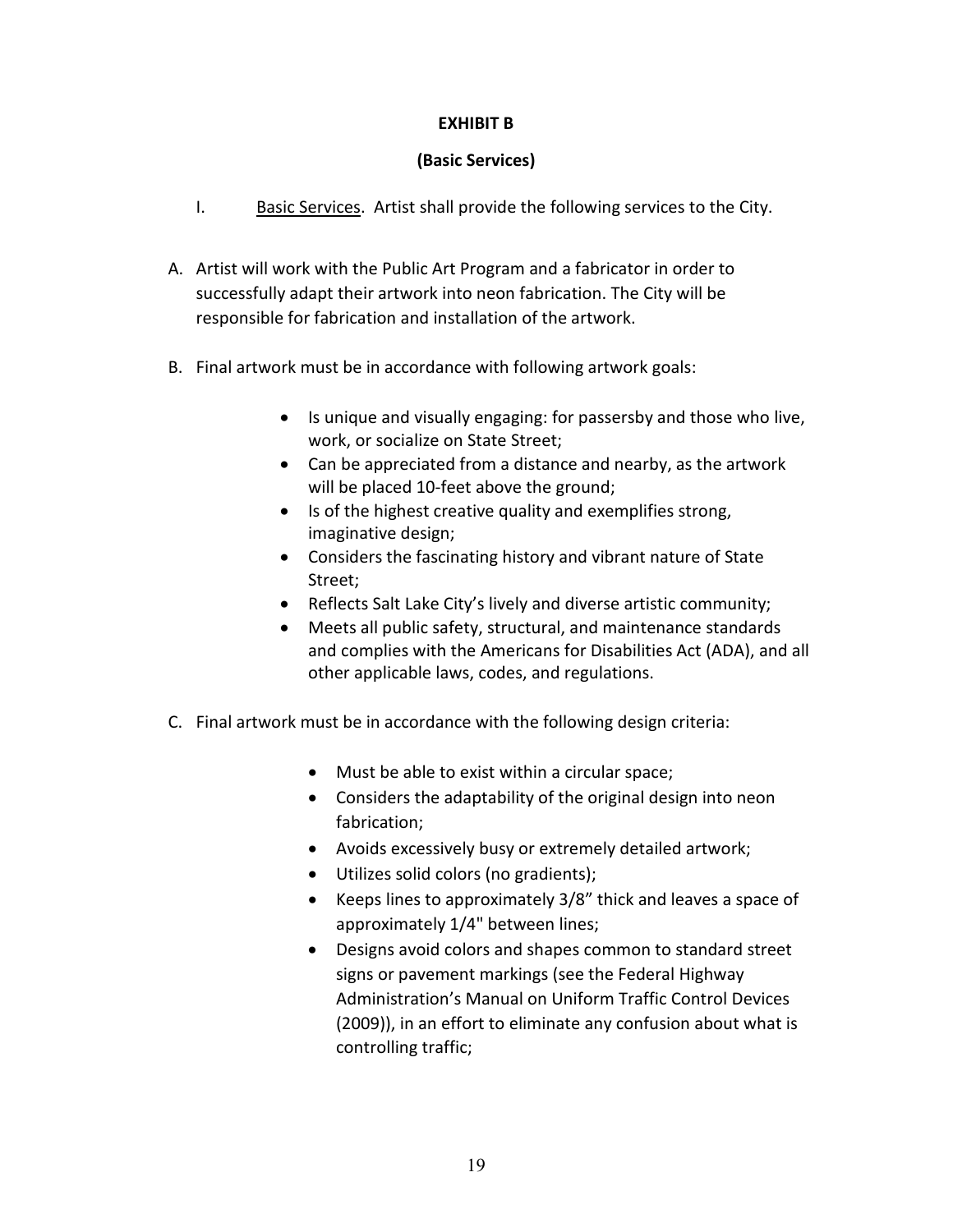**EXHIBIT B**

**(Basic Services)**

I. Basic Services. Artist shall provide the following services to the City.

A. Artist will work with the Public Art Program and a fabricator in order to successfully adapt their artwork into neon fabrication. The City will be responsible for fabrication and installation of the artwork.

B. Final artwork must be in accordance with following artwork goals:

- Is unique and visually engaging: for passersby and those who live, work, or socialize on State Street;
- Can be appreciated from a distance and nearby, as the artwork will be placed 10-feet above the ground;
- Is of the highest creative quality and exemplifies strong, imaginative design;
- Considers the fascinating history and vibrant nature of State Street;
- Reflects Salt Lake City's lively and diverse artistic community;
- Meets all public safety, structural, and maintenance standards and complies with the Americans for Disabilities Act (ADA), and all other applicable laws, codes, and regulations.

C. Final artwork must be in accordance with the following design criteria:

- Must be able to exist within a circular space;
- Considers the adaptability of the original design into neon fabrication;
- Avoids excessively busy or extremely detailed artwork;
- Utilizes solid colors (no gradients);
- Keeps lines to approximately 3/8" thick and leaves a space of approximately 1/4" between lines;
- Designs avoid colors and shapes common to standard street signs or pavement markings (see the Federal Highway Administration's Manual on Uniform Traffic Control Devices (2009)), in an effort to eliminate any confusion about what is controlling traffic;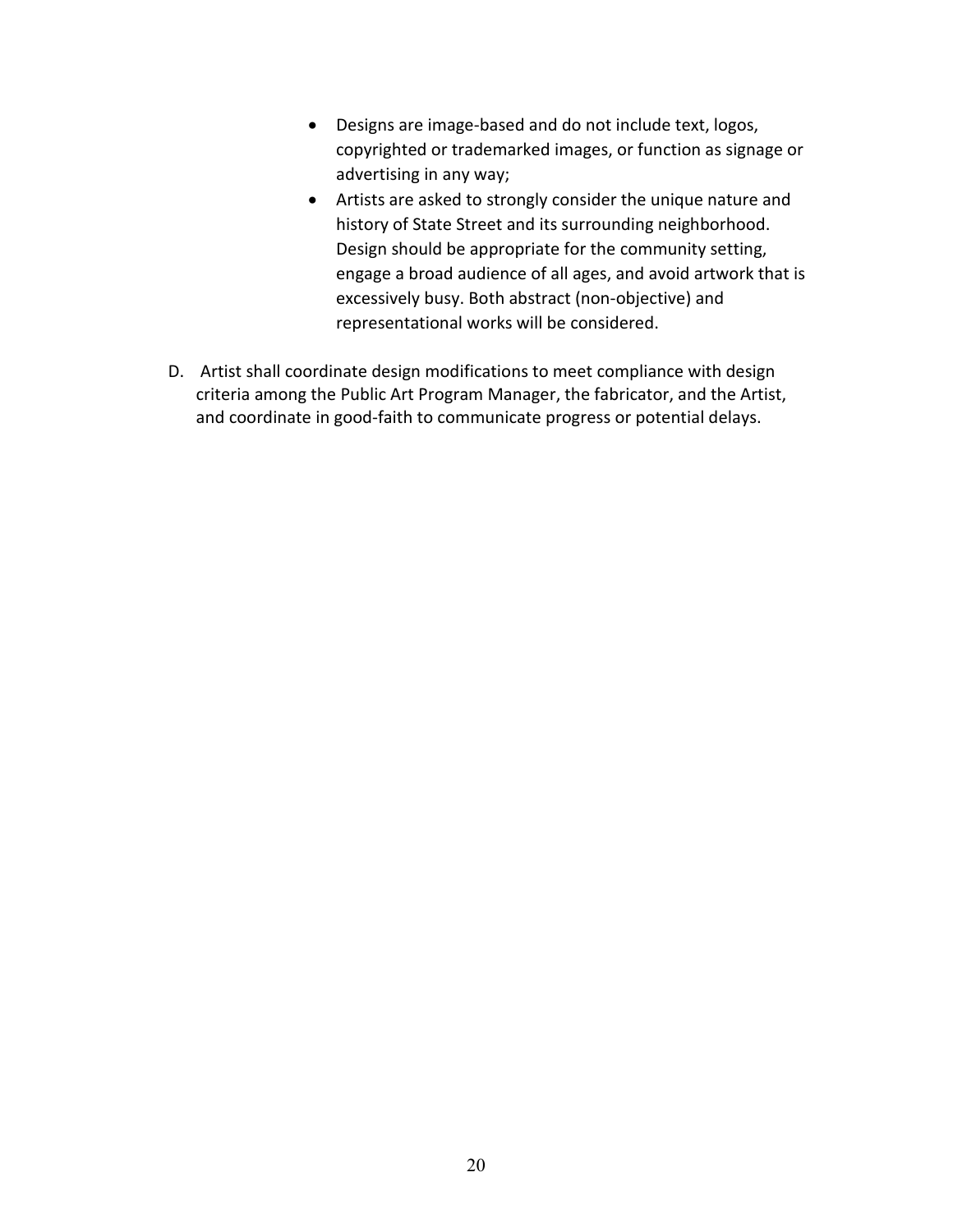- Designs are image-based and do not include text, logos, copyrighted or trademarked images, or function as signage or advertising in any way;
- Artists are asked to strongly consider the unique nature and history of State Street and its surrounding neighborhood. Design should be appropriate for the community setting, engage a broad audience of all ages, and avoid artwork that is excessively busy. Both abstract (non-objective) and representational works will be considered.

D. Artist shall coordinate design modifications to meet compliance with design criteria among the Public Art Program Manager, the fabricator, and the Artist, and coordinate in good-faith to communicate progress or potential delays.